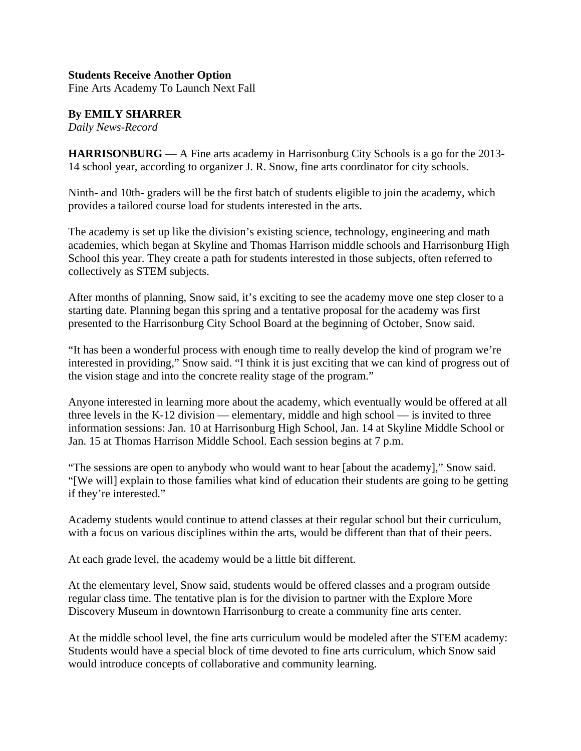**Students Receive Another Option**

Fine Arts Academy To Launch Next Fall

**By EMILY SHARRER**

*Daily News-Record*

**HARRISONBURG** — A Fine arts academy in Harrisonburg City Schools is a go for the 2013-14 school year, according to organizer J. R. Snow, fine arts coordinator for city schools.

Ninth- and 10th- graders will be the first batch of students eligible to join the academy, which provides a tailored course load for students interested in the arts.

The academy is set up like the division's existing science, technology, engineering and math academies, which began at Skyline and Thomas Harrison middle schools and Harrisonburg High School this year. They create a path for students interested in those subjects, often referred to collectively as STEM subjects.

After months of planning, Snow said, it's exciting to see the academy move one step closer to a starting date. Planning began this spring and a tentative proposal for the academy was first presented to the Harrisonburg City School Board at the beginning of October, Snow said.

"It has been a wonderful process with enough time to really develop the kind of program we're interested in providing," Snow said. "I think it is just exciting that we can kind of progress out of the vision stage and into the concrete reality stage of the program."

Anyone interested in learning more about the academy, which eventually would be offered at all three levels in the K-12 division — elementary, middle and high school — is invited to three information sessions: Jan. 10 at Harrisonburg High School, Jan. 14 at Skyline Middle School or Jan. 15 at Thomas Harrison Middle School. Each session begins at 7 p.m.

"The sessions are open to anybody who would want to hear [about the academy]," Snow said. "[We will] explain to those families what kind of education their students are going to be getting if they're interested."

Academy students would continue to attend classes at their regular school but their curriculum, with a focus on various disciplines within the arts, would be different than that of their peers.

At each grade level, the academy would be a little bit different.

At the elementary level, Snow said, students would be offered classes and a program outside regular class time. The tentative plan is for the division to partner with the Explore More Discovery Museum in downtown Harrisonburg to create a community fine arts center.

At the middle school level, the fine arts curriculum would be modeled after the STEM academy: Students would have a special block of time devoted to fine arts curriculum, which Snow said would introduce concepts of collaborative and community learning.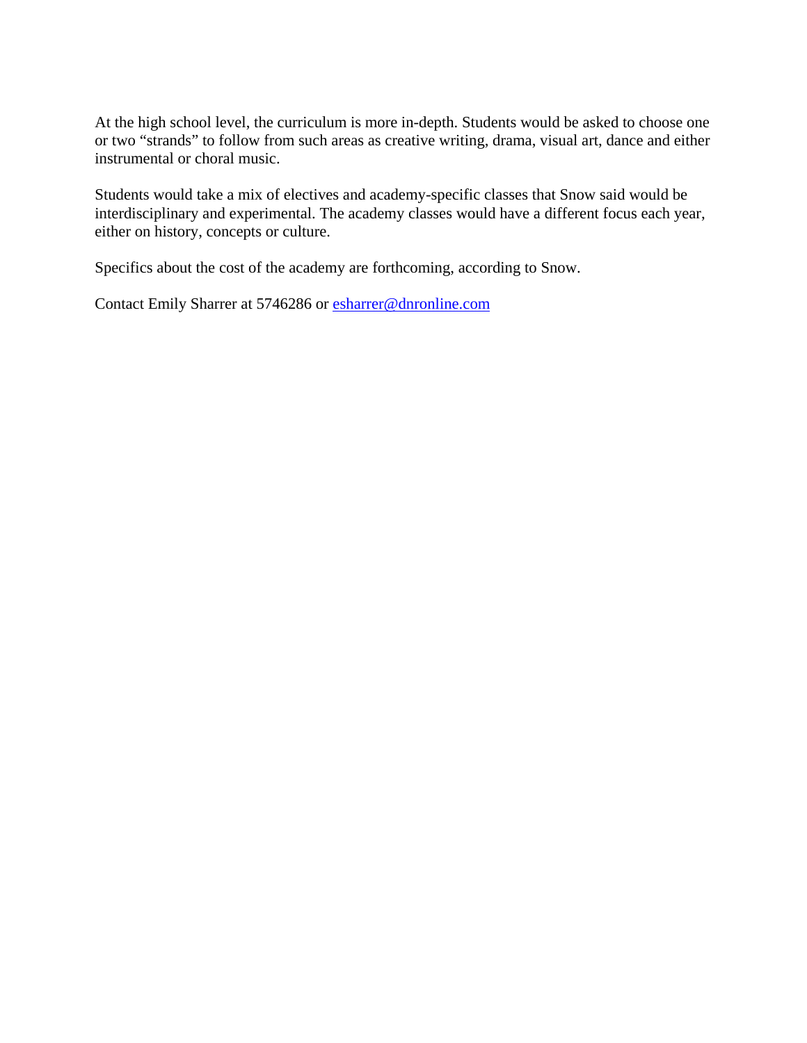At the high school level, the curriculum is more in-depth. Students would be asked to choose one or two "strands" to follow from such areas as creative writing, drama, visual art, dance and either instrumental or choral music.

Students would take a mix of electives and academy-specific classes that Snow said would be interdisciplinary and experimental. The academy classes would have a different focus each year, either on history, concepts or culture.

Specifics about the cost of the academy are forthcoming, according to Snow.

Contact Emily Sharrer at 5746286 or esharrer@dnronline.com